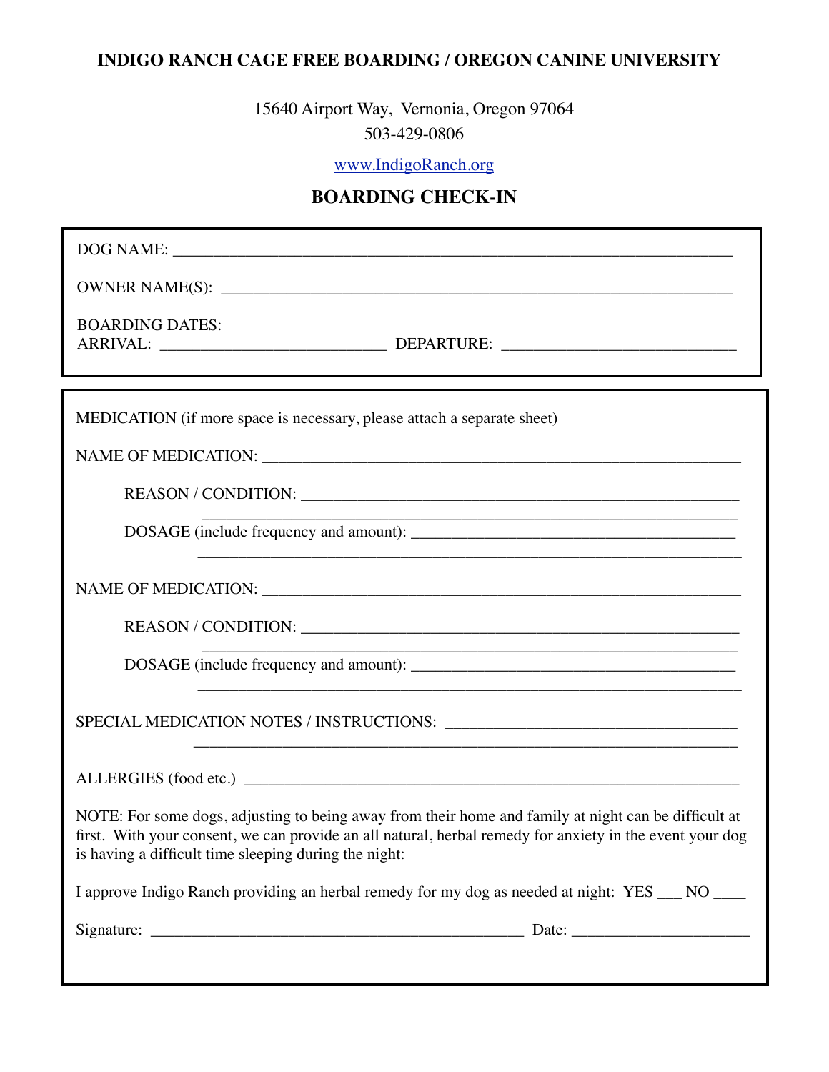**INDIGO RANCH CAGE FREE BOARDING / OREGON CANINE UNIVERSITY**

15640 Airport Way, Vernonia, Oregon 97064
503-429-0806

www.IndigoRanch.org

## BOARDING CHECK-IN

DOG NAME: ______________________________________________________________________

OWNER NAME(S): ________________________________________________________________

BOARDING DATES:
ARRIVAL: ____________________________ DEPARTURE: ____________________________

MEDICATION (if more space is necessary, please attach a separate sheet)

NAME OF MEDICATION: ____________________________________________________________

REASON / CONDITION: ____________________________________________________________
____________________________________________________________

DOSAGE (include frequency and amount): ________________________________________
____________________________________________________________

NAME OF MEDICATION: ____________________________________________________________

REASON / CONDITION: ____________________________________________________________
____________________________________________________________

DOSAGE (include frequency and amount): ________________________________________
____________________________________________________________

SPECIAL MEDICATION NOTES / INSTRUCTIONS: ________________________________________
____________________________________________________________

ALLERGIES (food etc.) ____________________________________________________________

NOTE: For some dogs, adjusting to being away from their home and family at night can be difficult at first. With your consent, we can provide an all natural, herbal remedy for anxiety in the event your dog is having a difficult time sleeping during the night:

I approve Indigo Ranch providing an herbal remedy for my dog as needed at night: YES ___ NO ____

Signature: ______________________________________________ Date: ______________________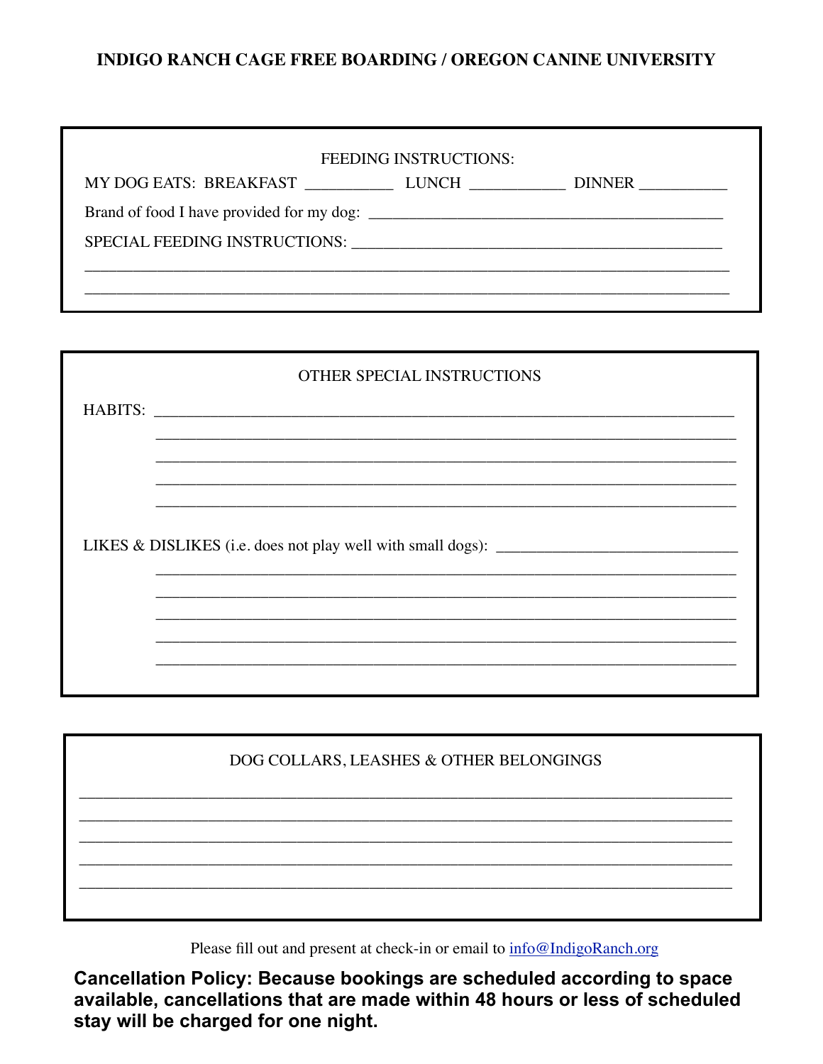**INDIGO RANCH CAGE FREE BOARDING / OREGON CANINE UNIVERSITY**

FEEDING INSTRUCTIONS:

MY DOG EATS: BREAKFAST ___________ LUNCH ____________ DINNER ___________

Brand of food I have provided for my dog: _____________________________________________

SPECIAL FEEDING INSTRUCTIONS: _______________________________________________

____________________________________________________________________________________

____________________________________________________________________________________

OTHER SPECIAL INSTRUCTIONS

HABITS: ____________________________________________________________________________

____________________________________________________________________________

____________________________________________________________________________

____________________________________________________________________________

____________________________________________________________________________

LIKES & DISLIKES (i.e. does not play well with small dogs): ______________________________

____________________________________________________________________________

____________________________________________________________________________

____________________________________________________________________________

____________________________________________________________________________

____________________________________________________________________________

DOG COLLARS, LEASHES & OTHER BELONGINGS

____________________________________________________________________________________

____________________________________________________________________________________

____________________________________________________________________________________

____________________________________________________________________________________

____________________________________________________________________________________

Please fill out and present at check-in or email to info@IndigoRanch.org

**Cancellation Policy: Because bookings are scheduled according to space available, cancellations that are made within 48 hours or less of scheduled stay will be charged for one night.**